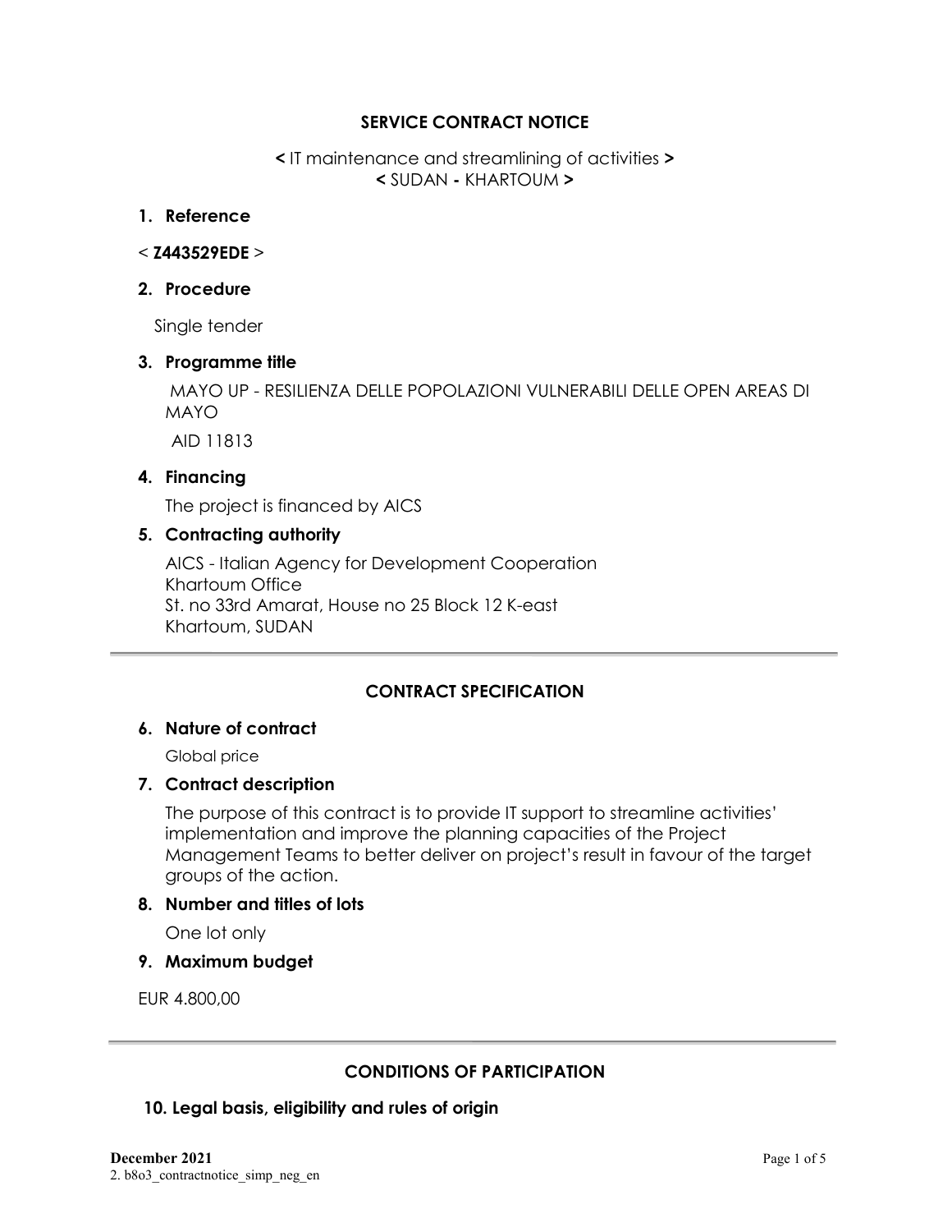# SERVICE CONTRACT NOTICE

**<** IT maintenance and streamlining of activities **>**
**<** SUDAN **-** KHARTOUM **>**

## 1. Reference

< **Z443529EDE** >

## 2. Procedure

Single tender

## 3. Programme title

MAYO UP - RESILIENZA DELLE POPOLAZIONI VULNERABILI DELLE OPEN AREAS DI MAYO

AID 11813

## 4. Financing

The project is financed by AICS

## 5. Contracting authority

AICS - Italian Agency for Development Cooperation
Khartoum Office
St. no 33rd Amarat, House no 25 Block 12 K-east
Khartoum, SUDAN

---

# CONTRACT SPECIFICATION

## 6. Nature of contract

Global price

## 7. Contract description

The purpose of this contract is to provide IT support to streamline activities' implementation and improve the planning capacities of the Project Management Teams to better deliver on project's result in favour of the target groups of the action.

## 8. Number and titles of lots

One lot only

## 9. Maximum budget

EUR 4.800,00

---

# CONDITIONS OF PARTICIPATION

## 10. Legal basis, eligibility and rules of origin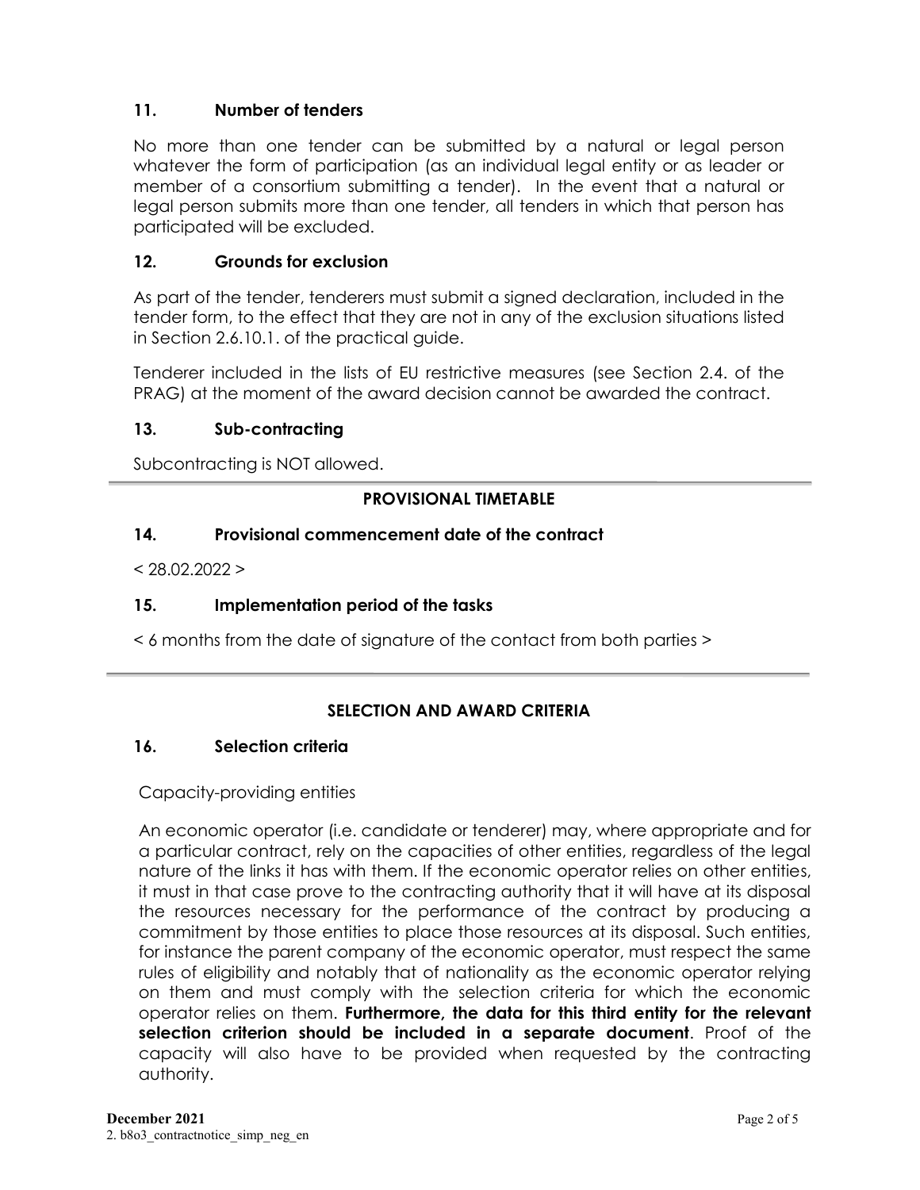## 11. Number of tenders

No more than one tender can be submitted by a natural or legal person whatever the form of participation (as an individual legal entity or as leader or member of a consortium submitting a tender). In the event that a natural or legal person submits more than one tender, all tenders in which that person has participated will be excluded.

## 12. Grounds for exclusion

As part of the tender, tenderers must submit a signed declaration, included in the tender form, to the effect that they are not in any of the exclusion situations listed in Section 2.6.10.1. of the practical guide.

Tenderer included in the lists of EU restrictive measures (see Section 2.4. of the PRAG) at the moment of the award decision cannot be awarded the contract.

## 13. Sub-contracting

Subcontracting is NOT allowed.

---

**PROVISIONAL TIMETABLE**

## 14. Provisional commencement date of the contract

< 28.02.2022 >

## 15. Implementation period of the tasks

< 6 months from the date of signature of the contact from both parties >

---

**SELECTION AND AWARD CRITERIA**

## 16. Selection criteria

Capacity-providing entities

An economic operator (i.e. candidate or tenderer) may, where appropriate and for a particular contract, rely on the capacities of other entities, regardless of the legal nature of the links it has with them. If the economic operator relies on other entities, it must in that case prove to the contracting authority that it will have at its disposal the resources necessary for the performance of the contract by producing a commitment by those entities to place those resources at its disposal. Such entities, for instance the parent company of the economic operator, must respect the same rules of eligibility and notably that of nationality as the economic operator relying on them and must comply with the selection criteria for which the economic operator relies on them. **Furthermore, the data for this third entity for the relevant selection criterion should be included in a separate document**. Proof of the capacity will also have to be provided when requested by the contracting authority.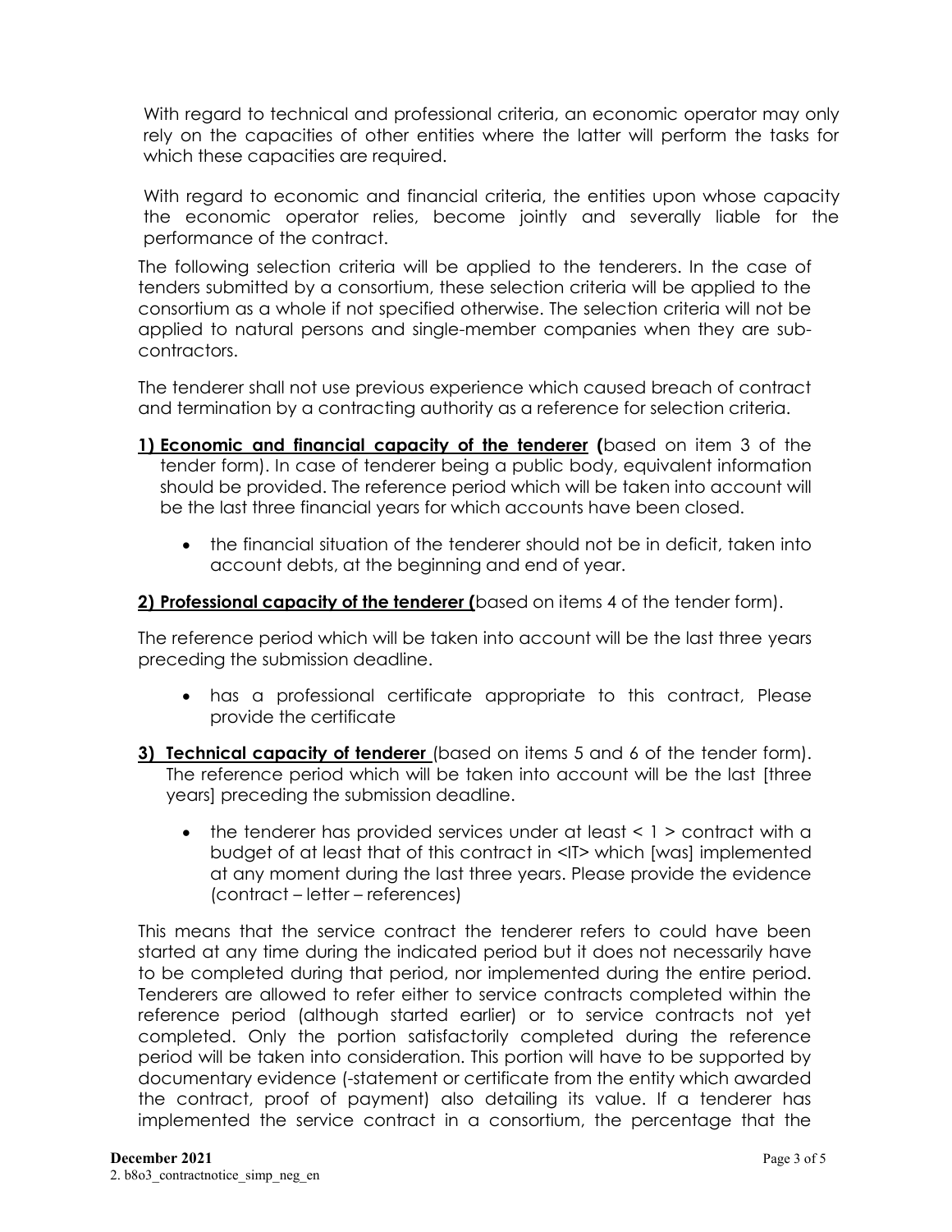With regard to technical and professional criteria, an economic operator may only rely on the capacities of other entities where the latter will perform the tasks for which these capacities are required.

With regard to economic and financial criteria, the entities upon whose capacity the economic operator relies, become jointly and severally liable for the performance of the contract.

The following selection criteria will be applied to the tenderers. In the case of tenders submitted by a consortium, these selection criteria will be applied to the consortium as a whole if not specified otherwise. The selection criteria will not be applied to natural persons and single-member companies when they are sub-contractors.

The tenderer shall not use previous experience which caused breach of contract and termination by a contracting authority as a reference for selection criteria.

**1) Economic and financial capacity of the tenderer (**based on item 3 of the tender form). In case of tenderer being a public body, equivalent information should be provided. The reference period which will be taken into account will be the last three financial years for which accounts have been closed.

- the financial situation of the tenderer should not be in deficit, taken into account debts, at the beginning and end of year.

**2) Professional capacity of the tenderer (**based on items 4 of the tender form).

The reference period which will be taken into account will be the last three years preceding the submission deadline.

- has a professional certificate appropriate to this contract, Please provide the certificate

**3) Technical capacity of tenderer** (based on items 5 and 6 of the tender form). The reference period which will be taken into account will be the last [three years] preceding the submission deadline.

- the tenderer has provided services under at least < 1 > contract with a budget of at least that of this contract in <IT> which [was] implemented at any moment during the last three years. Please provide the evidence (contract – letter – references)

This means that the service contract the tenderer refers to could have been started at any time during the indicated period but it does not necessarily have to be completed during that period, nor implemented during the entire period. Tenderers are allowed to refer either to service contracts completed within the reference period (although started earlier) or to service contracts not yet completed. Only the portion satisfactorily completed during the reference period will be taken into consideration. This portion will have to be supported by documentary evidence (-statement or certificate from the entity which awarded the contract, proof of payment) also detailing its value. If a tenderer has implemented the service contract in a consortium, the percentage that the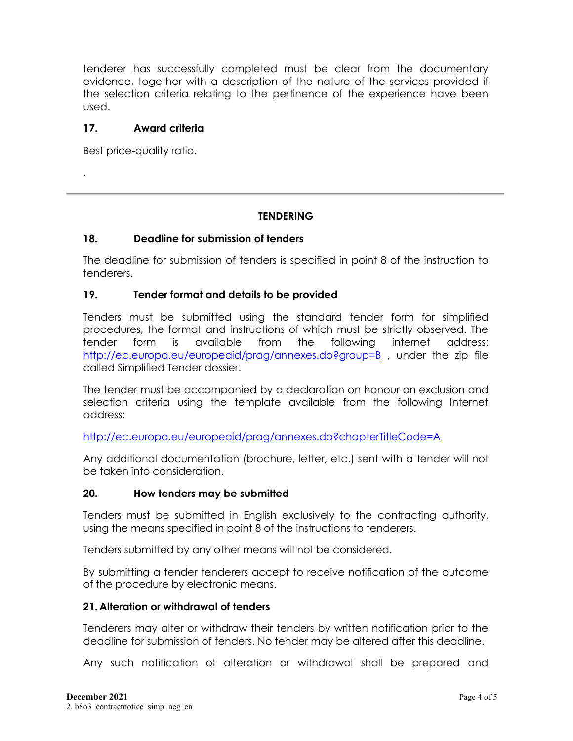tenderer has successfully completed must be clear from the documentary evidence, together with a description of the nature of the services provided if the selection criteria relating to the pertinence of the experience have been used.

### 17. Award criteria

Best price-quality ratio.

.

---

## TENDERING

### 18. Deadline for submission of tenders

The deadline for submission of tenders is specified in point 8 of the instruction to tenderers.

### 19. Tender format and details to be provided

Tenders must be submitted using the standard tender form for simplified procedures, the format and instructions of which must be strictly observed. The tender form is available from the following internet address: http://ec.europa.eu/europeaid/prag/annexes.do?group=B , under the zip file called Simplified Tender dossier.

The tender must be accompanied by a declaration on honour on exclusion and selection criteria using the template available from the following Internet address:

http://ec.europa.eu/europeaid/prag/annexes.do?chapterTitleCode=A

Any additional documentation (brochure, letter, etc.) sent with a tender will not be taken into consideration.

### 20. How tenders may be submitted

Tenders must be submitted in English exclusively to the contracting authority, using the means specified in point 8 of the instructions to tenderers.

Tenders submitted by any other means will not be considered.

By submitting a tender tenderers accept to receive notification of the outcome of the procedure by electronic means.

### 21. Alteration or withdrawal of tenders

Tenderers may alter or withdraw their tenders by written notification prior to the deadline for submission of tenders. No tender may be altered after this deadline.

Any such notification of alteration or withdrawal shall be prepared and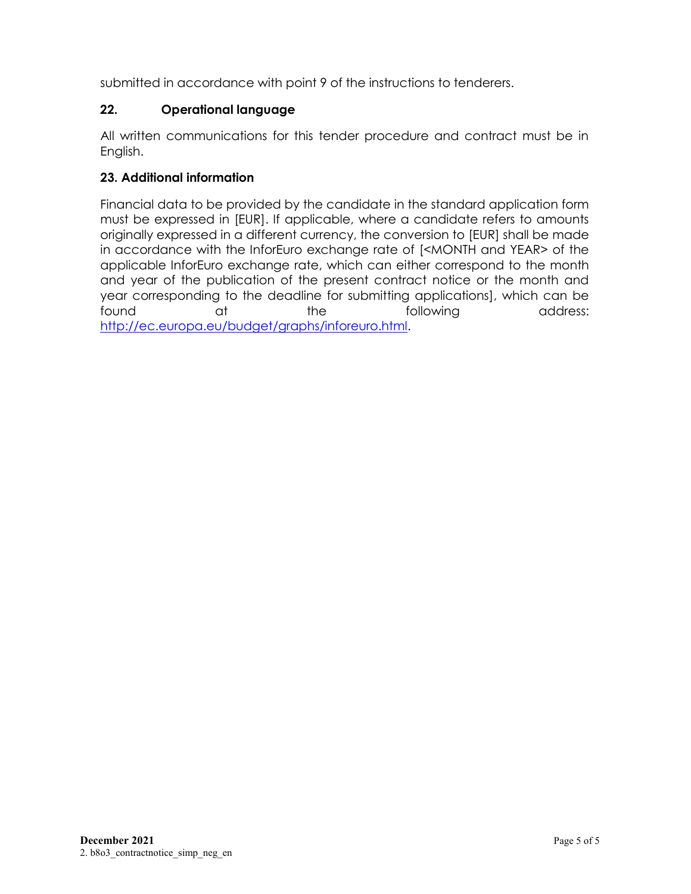submitted in accordance with point 9 of the instructions to tenderers.

## 22. Operational language

All written communications for this tender procedure and contract must be in English.

## 23. Additional information

Financial data to be provided by the candidate in the standard application form must be expressed in [EUR]. If applicable, where a candidate refers to amounts originally expressed in a different currency, the conversion to [EUR] shall be made in accordance with the InforEuro exchange rate of [<MONTH and YEAR> of the applicable InforEuro exchange rate, which can either correspond to the month and year of the publication of the present contract notice or the month and year corresponding to the deadline for submitting applications], which can be found at the following address: http://ec.europa.eu/budget/graphs/inforeuro.html.